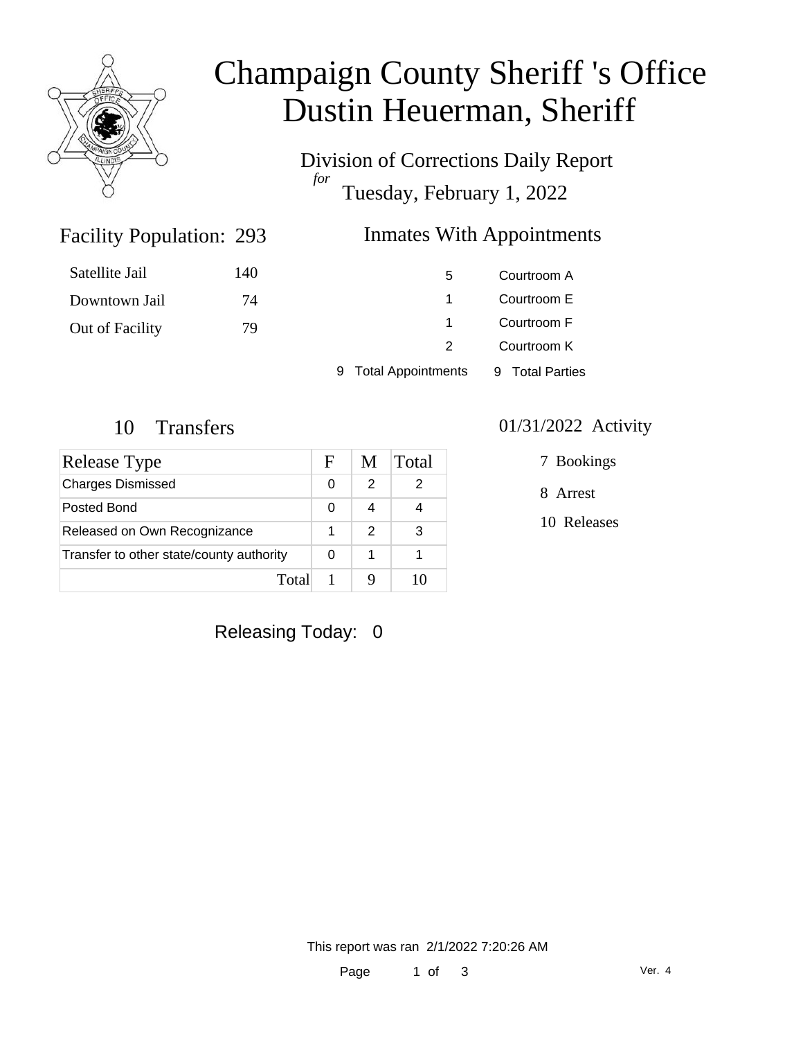# Champaign County Sheriff 's Office
# Dustin Heuerman, Sheriff

Division of Corrections Daily Report
*for*
Tuesday, February 1, 2022

## Facility Population: 293

| | |
|---|---|
| Satellite Jail | 140 |
| Downtown Jail | 74 |
| Out of Facility | 79 |

## Inmates With Appointments

| | |
|---|---|
| 5 | Courtroom A |
| 1 | Courtroom E |
| 1 | Courtroom F |
| 2 | Courtroom K |
| 9 Total Appointments | 9 Total Parties |

## 10 Transfers

| Release Type | F | M | Total |
|---|---|---|---|
| Charges Dismissed | 0 | 2 | 2 |
| Posted Bond | 0 | 4 | 4 |
| Released on Own Recognizance | 1 | 2 | 3 |
| Transfer to other state/county authority | 0 | 1 | 1 |
| Total | 1 | 9 | 10 |

## 01/31/2022 Activity

7 Bookings

8 Arrest

10 Releases

Releasing Today: 0

This report was ran 2/1/2022 7:20:26 AM

Ver. 4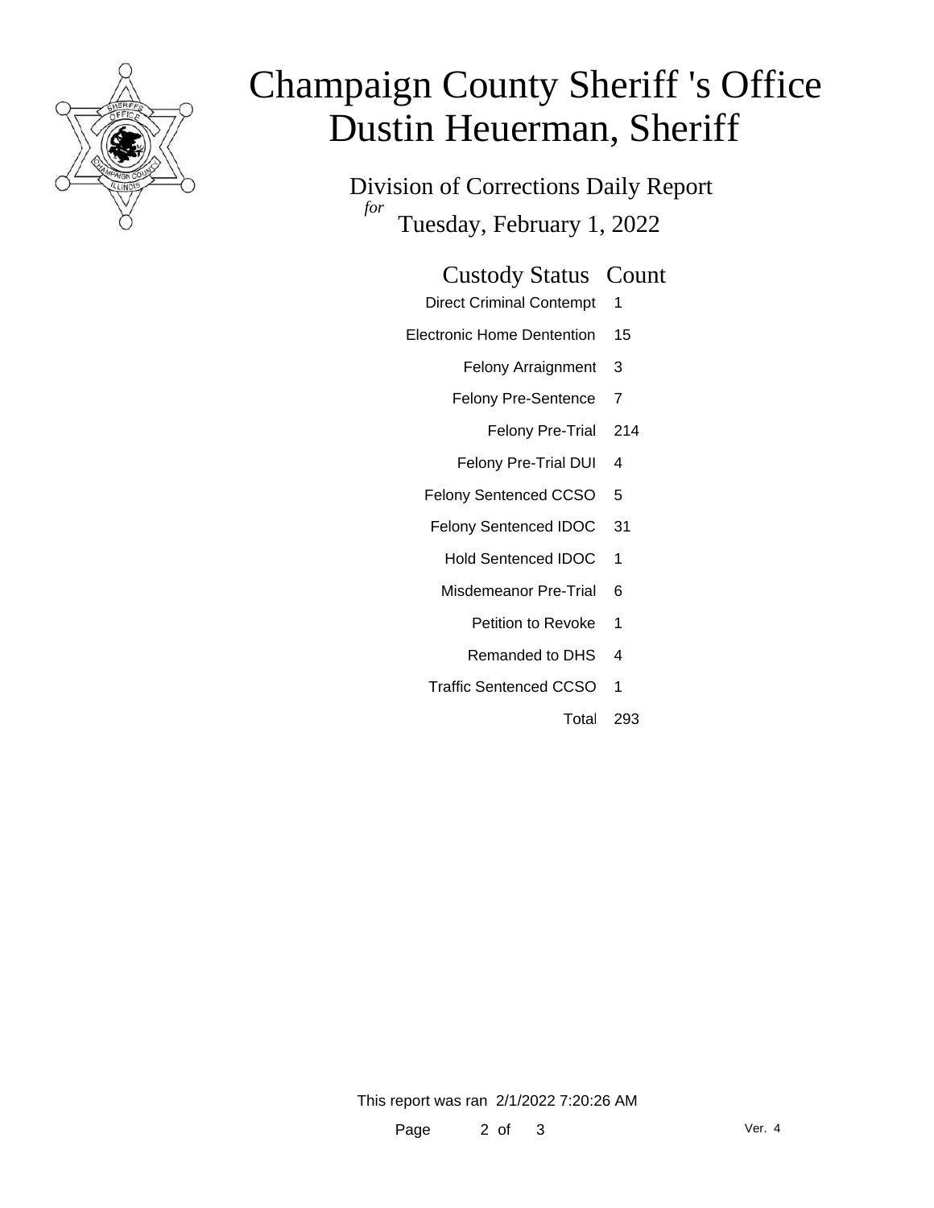# Champaign County Sheriff 's Office
# Dustin Heuerman, Sheriff

## Division of Corrections Daily Report
*for* Tuesday, February 1, 2022

| Custody Status | Count |
|---|---|
| Direct Criminal Contempt | 1 |
| Electronic Home Dentention | 15 |
| Felony Arraignment | 3 |
| Felony Pre-Sentence | 7 |
| Felony Pre-Trial | 214 |
| Felony Pre-Trial DUI | 4 |
| Felony Sentenced CCSO | 5 |
| Felony Sentenced IDOC | 31 |
| Hold Sentenced IDOC | 1 |
| Misdemeanor Pre-Trial | 6 |
| Petition to Revoke | 1 |
| Remanded to DHS | 4 |
| Traffic Sentenced CCSO | 1 |
| Total | 293 |

This report was ran 2/1/2022 7:20:26 AM

Ver. 4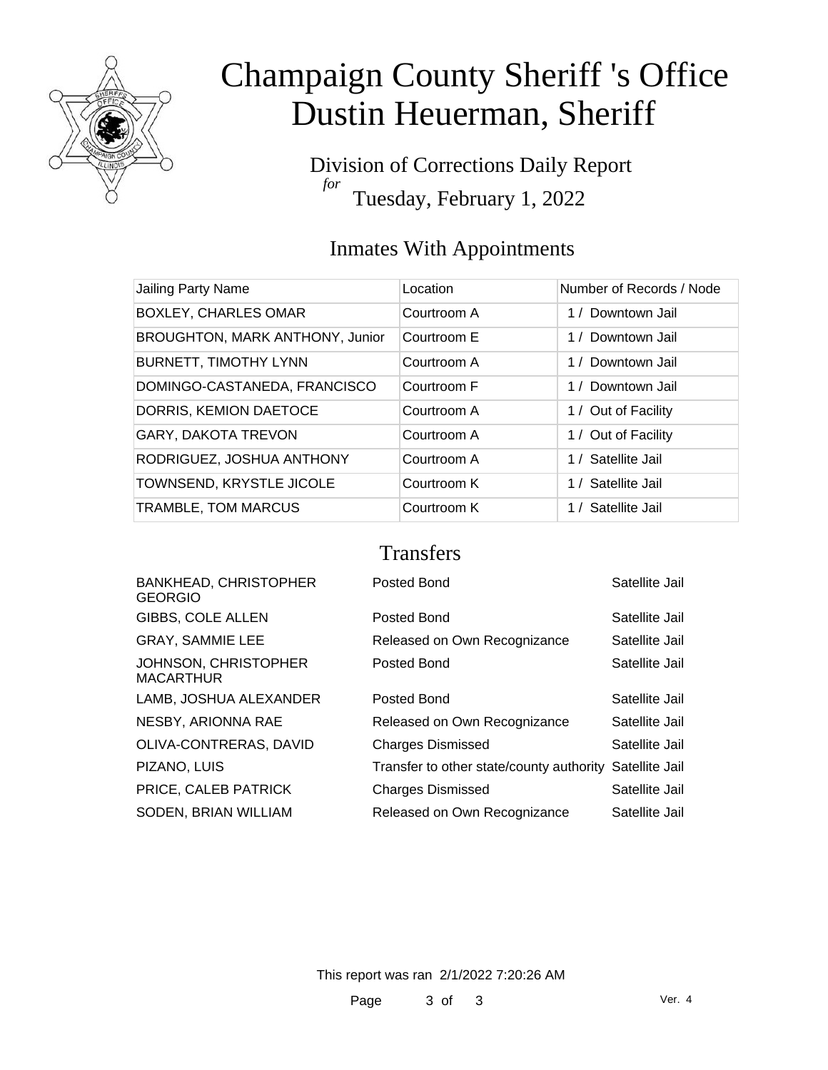# Champaign County Sheriff 's Office
# Dustin Heuerman, Sheriff

Division of Corrections Daily Report
*for*
Tuesday, February 1, 2022

## Inmates With Appointments

| Jailing Party Name | Location | Number of Records / Node |
|---|---|---|
| BOXLEY, CHARLES OMAR | Courtroom A | 1 / Downtown Jail |
| BROUGHTON, MARK ANTHONY, Junior | Courtroom E | 1 / Downtown Jail |
| BURNETT, TIMOTHY LYNN | Courtroom A | 1 / Downtown Jail |
| DOMINGO-CASTANEDA, FRANCISCO | Courtroom F | 1 / Downtown Jail |
| DORRIS, KEMION DAETOCE | Courtroom A | 1 / Out of Facility |
| GARY, DAKOTA TREVON | Courtroom A | 1 / Out of Facility |
| RODRIGUEZ, JOSHUA ANTHONY | Courtroom A | 1 / Satellite Jail |
| TOWNSEND, KRYSTLE JICOLE | Courtroom K | 1 / Satellite Jail |
| TRAMBLE, TOM MARCUS | Courtroom K | 1 / Satellite Jail |

## Transfers

| | | |
|---|---|---|
| BANKHEAD, CHRISTOPHER GEORGIO | Posted Bond | Satellite Jail |
| GIBBS, COLE ALLEN | Posted Bond | Satellite Jail |
| GRAY, SAMMIE LEE | Released on Own Recognizance | Satellite Jail |
| JOHNSON, CHRISTOPHER MACARTHUR | Posted Bond | Satellite Jail |
| LAMB, JOSHUA ALEXANDER | Posted Bond | Satellite Jail |
| NESBY, ARIONNA RAE | Released on Own Recognizance | Satellite Jail |
| OLIVA-CONTRERAS, DAVID | Charges Dismissed | Satellite Jail |
| PIZANO, LUIS | Transfer to other state/county authority | Satellite Jail |
| PRICE, CALEB PATRICK | Charges Dismissed | Satellite Jail |
| SODEN, BRIAN WILLIAM | Released on Own Recognizance | Satellite Jail |

This report was ran 2/1/2022 7:20:26 AM